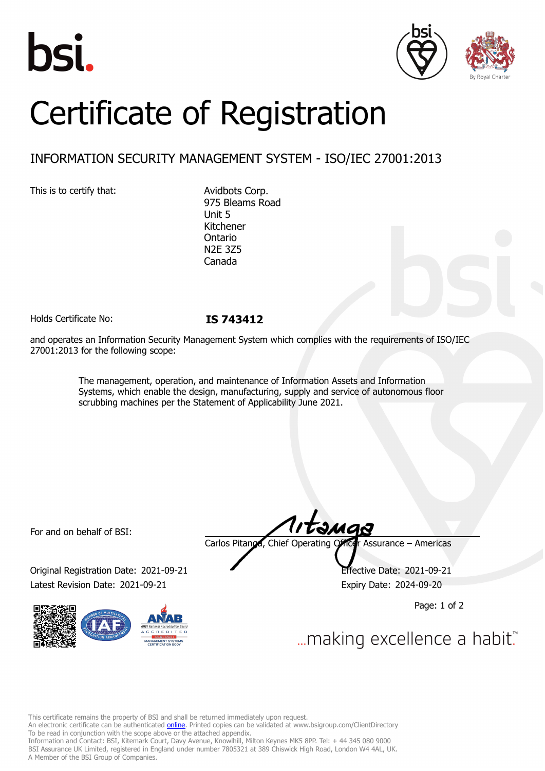# Certificate of Registration

## INFORMATION SECURITY MANAGEMENT SYSTEM - ISO/IEC 27001:2013

This is to certify that:

Avidbots Corp.
975 Bleams Road
Unit 5
Kitchener
Ontario
N2E 3Z5
Canada

Holds Certificate No: **IS 743412**

and operates an Information Security Management System which complies with the requirements of ISO/IEC 27001:2013 for the following scope:

> The management, operation, and maintenance of Information Assets and Information Systems, which enable the design, manufacturing, supply and service of autonomous floor scrubbing machines per the Statement of Applicability June 2021.

For and on behalf of BSI:

Carlos Pitanga, Chief Operating Officer Assurance – Americas

Original Registration Date: 2021-09-21

Latest Revision Date: 2021-09-21

Effective Date: 2021-09-21

Expiry Date: 2024-09-20

...making excellence a habit.™

This certificate remains the property of BSI and shall be returned immediately upon request.
An electronic certificate can be authenticated online. Printed copies can be validated at www.bsigroup.com/ClientDirectory
To be read in conjunction with the scope above or the attached appendix.
Information and Contact: BSI, Kitemark Court, Davy Avenue, Knowlhill, Milton Keynes MK5 8PP. Tel: + 44 345 080 9000
BSI Assurance UK Limited, registered in England under number 7805321 at 389 Chiswick High Road, London W4 4AL, UK.
A Member of the BSI Group of Companies.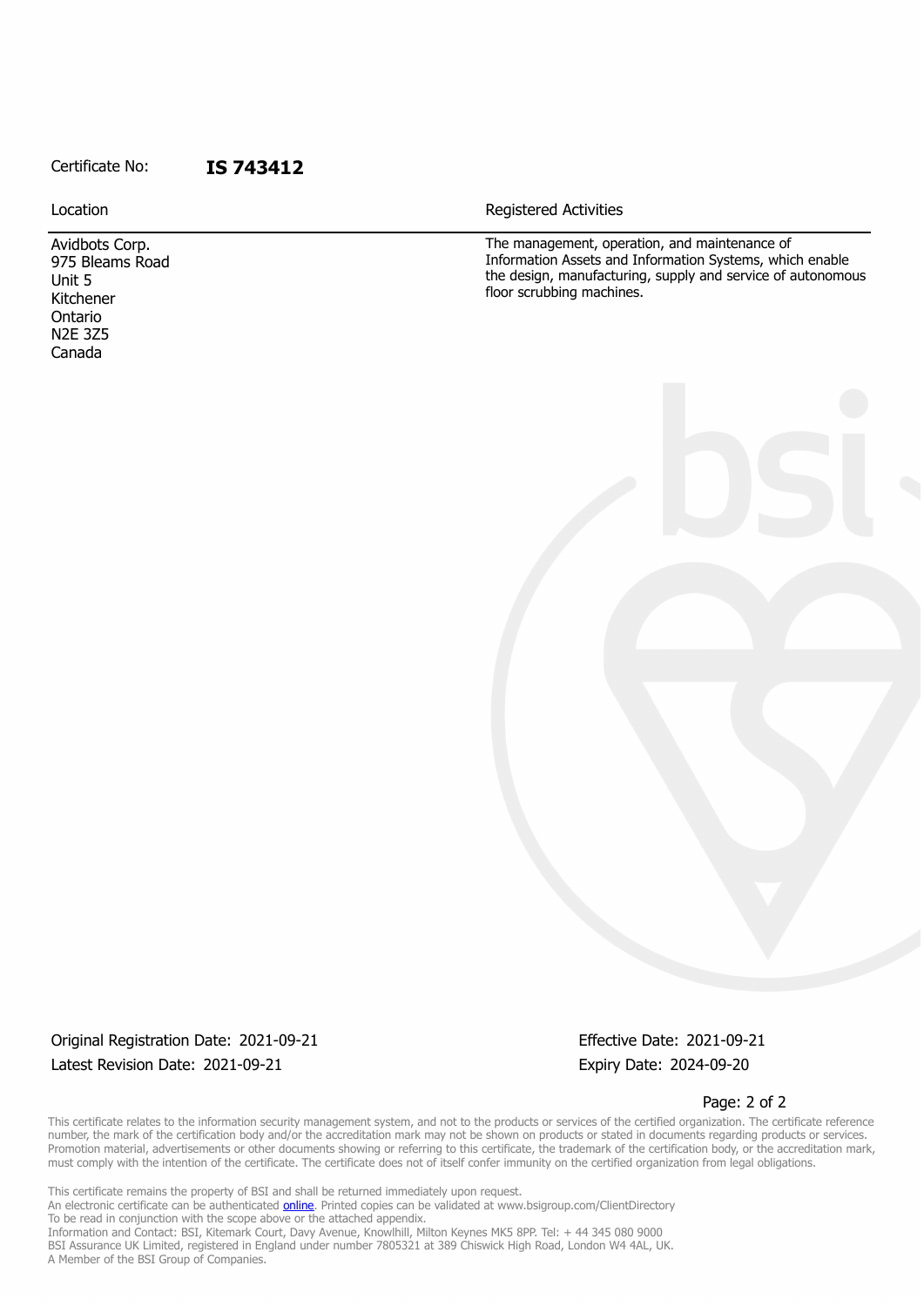Certificate No: **IS 743412**

| Location | Registered Activities |
| --- | --- |
| Avidbots Corp.<br>975 Bleams Road<br>Unit 5<br>Kitchener<br>Ontario<br>N2E 3Z5<br>Canada | The management, operation, and maintenance of Information Assets and Information Systems, which enable the design, manufacturing, supply and service of autonomous floor scrubbing machines. |

Original Registration Date: 2021-09-21

Latest Revision Date: 2021-09-21

Effective Date: 2021-09-21

Expiry Date: 2024-09-20

This certificate relates to the information security management system, and not to the products or services of the certified organization. The certificate reference number, the mark of the certification body and/or the accreditation mark may not be shown on products or stated in documents regarding products or services. Promotion material, advertisements or other documents showing or referring to this certificate, the trademark of the certification body, or the accreditation mark, must comply with the intention of the certificate. The certificate does not of itself confer immunity on the certified organization from legal obligations.

This certificate remains the property of BSI and shall be returned immediately upon request.
An electronic certificate can be authenticated online. Printed copies can be validated at www.bsigroup.com/ClientDirectory
To be read in conjunction with the scope above or the attached appendix.
Information and Contact: BSI, Kitemark Court, Davy Avenue, Knowlhill, Milton Keynes MK5 8PP. Tel: + 44 345 080 9000
BSI Assurance UK Limited, registered in England under number 7805321 at 389 Chiswick High Road, London W4 4AL, UK.
A Member of the BSI Group of Companies.